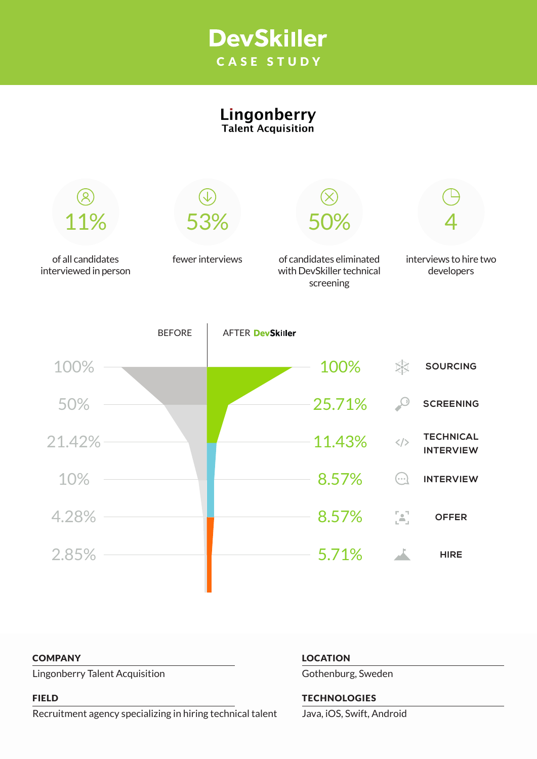# DevSkiller

CASE STUDY

## Lingonberry
Talent Acquisition

**11%**
of all candidates interviewed in person

**53%**
fewer interviews

**50%**
of candidates eliminated with DevSkiller technical screening

**4**
interviews to hire two developers

BEFORE

AFTER DevSkiller

100%
50%
21.42%
10%
4.28%
2.85%

100%
25.71%
11.43%
8.57%
8.57%
5.71%

SOURCING
SCREENING
TECHNICAL INTERVIEW
INTERVIEW
OFFER
HIRE

**COMPANY**
Lingonberry Talent Acquisition

**FIELD**
Recruitment agency specializing in hiring technical talent

**LOCATION**
Gothenburg, Sweden

**TECHNOLOGIES**
Java, iOS, Swift, Android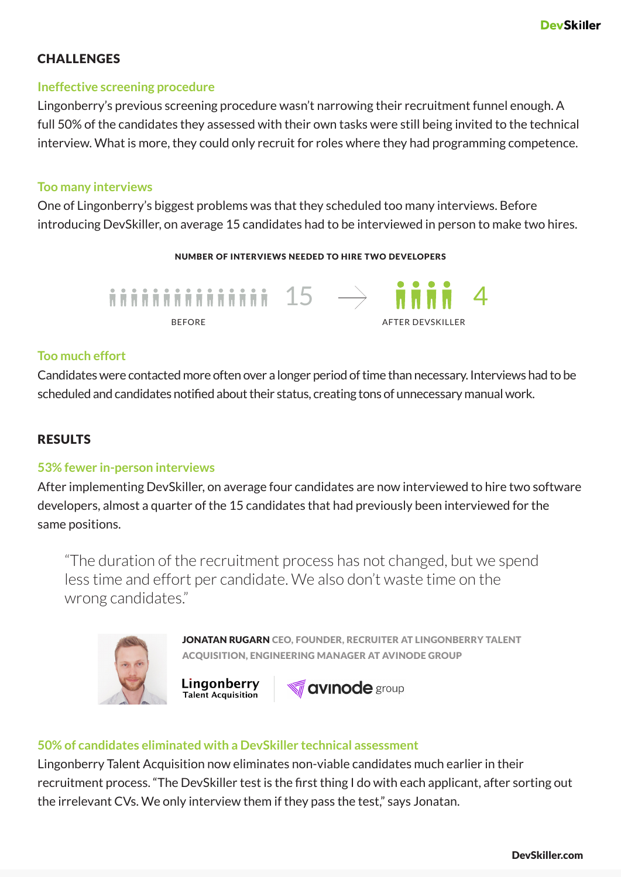## CHALLENGES

### Ineffective screening procedure

Lingonberry's previous screening procedure wasn't narrowing their recruitment funnel enough. A full 50% of the candidates they assessed with their own tasks were still being invited to the technical interview. What is more, they could only recruit for roles where they had programming competence.

### Too many interviews

One of Lingonberry's biggest problems was that they scheduled too many interviews. Before introducing DevSkiller, on average 15 candidates had to be interviewed in person to make two hires.

NUMBER OF INTERVIEWS NEEDED TO HIRE TWO DEVELOPERS

15 → 4

BEFORE

AFTER DEVSKILLER

### Too much effort

Candidates were contacted more often over a longer period of time than necessary. Interviews had to be scheduled and candidates notified about their status, creating tons of unnecessary manual work.

## RESULTS

### 53% fewer in-person interviews

After implementing DevSkiller, on average four candidates are now interviewed to hire two software developers, almost a quarter of the 15 candidates that had previously been interviewed for the same positions.

> "The duration of the recruitment process has not changed, but we spend less time and effort per candidate. We also don't waste time on the wrong candidates."

**JONATAN RUGARN** CEO, FOUNDER, RECRUITER AT LINGONBERRY TALENT ACQUISITION, ENGINEERING MANAGER AT AVINODE GROUP

Lingonberry Talent Acquisition | avinode group

### 50% of candidates eliminated with a DevSkiller technical assessment

Lingonberry Talent Acquisition now eliminates non-viable candidates much earlier in their recruitment process. "The DevSkiller test is the first thing I do with each applicant, after sorting out the irrelevant CVs. We only interview them if they pass the test," says Jonatan.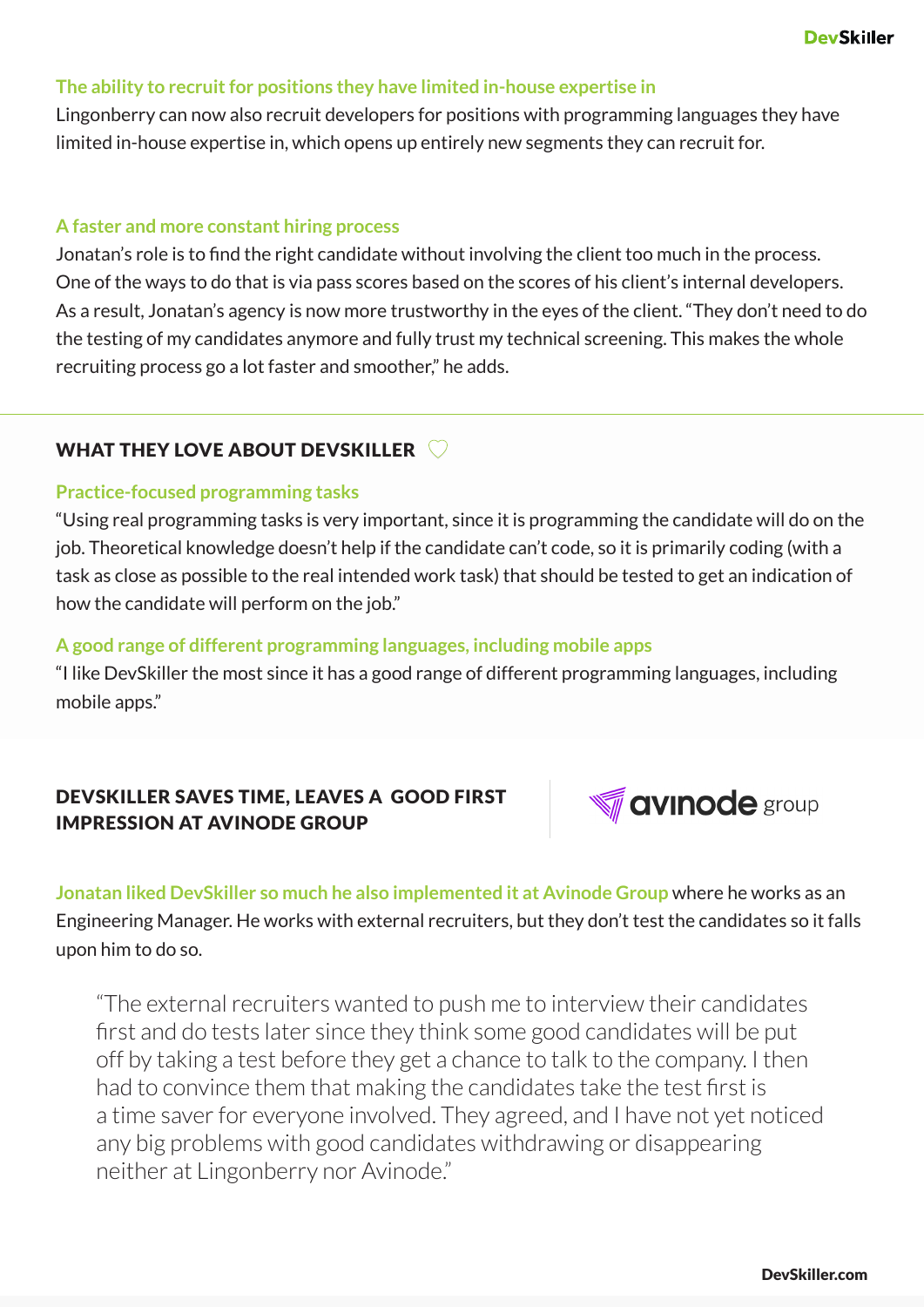### The ability to recruit for positions they have limited in-house expertise in

Lingonberry can now also recruit developers for positions with programming languages they have limited in-house expertise in, which opens up entirely new segments they can recruit for.

### A faster and more constant hiring process

Jonatan's role is to find the right candidate without involving the client too much in the process. One of the ways to do that is via pass scores based on the scores of his client's internal developers. As a result, Jonatan's agency is now more trustworthy in the eyes of the client. "They don't need to do the testing of my candidates anymore and fully trust my technical screening. This makes the whole recruiting process go a lot faster and smoother," he adds.

## WHAT THEY LOVE ABOUT DEVSKILLER

### Practice-focused programming tasks

"Using real programming tasks is very important, since it is programming the candidate will do on the job. Theoretical knowledge doesn't help if the candidate can't code, so it is primarily coding (with a task as close as possible to the real intended work task) that should be tested to get an indication of how the candidate will perform on the job."

### A good range of different programming languages, including mobile apps

"I like DevSkiller the most since it has a good range of different programming languages, including mobile apps."

## DEVSKILLER SAVES TIME, LEAVES A GOOD FIRST IMPRESSION AT AVINODE GROUP

avinode group

**Jonatan liked DevSkiller so much he also implemented it at Avinode Group** where he works as an Engineering Manager. He works with external recruiters, but they don't test the candidates so it falls upon him to do so.

> "The external recruiters wanted to push me to interview their candidates first and do tests later since they think some good candidates will be put off by taking a test before they get a chance to talk to the company. I then had to convince them that making the candidates take the test first is a time saver for everyone involved. They agreed, and I have not yet noticed any big problems with good candidates withdrawing or disappearing neither at Lingonberry nor Avinode."